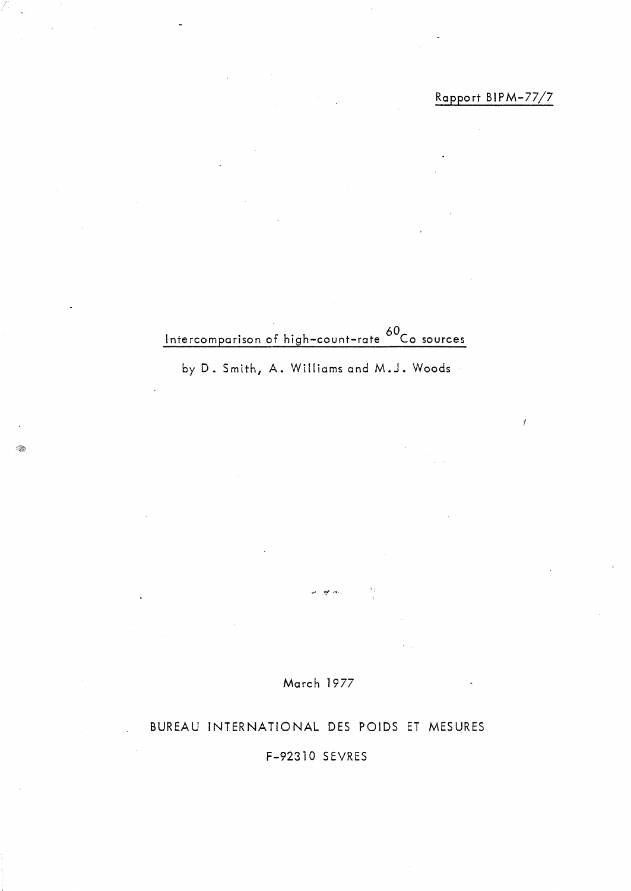Rapport BIPM-77/7

# Intercomparison of high-count-rate $^{60}Co$ sources

by D. Smith, A. Williams and M.J. Woods

March 1977

BUREAU INTERNATIONAL DES POIDS ET MESURES

F-92310 SEVRES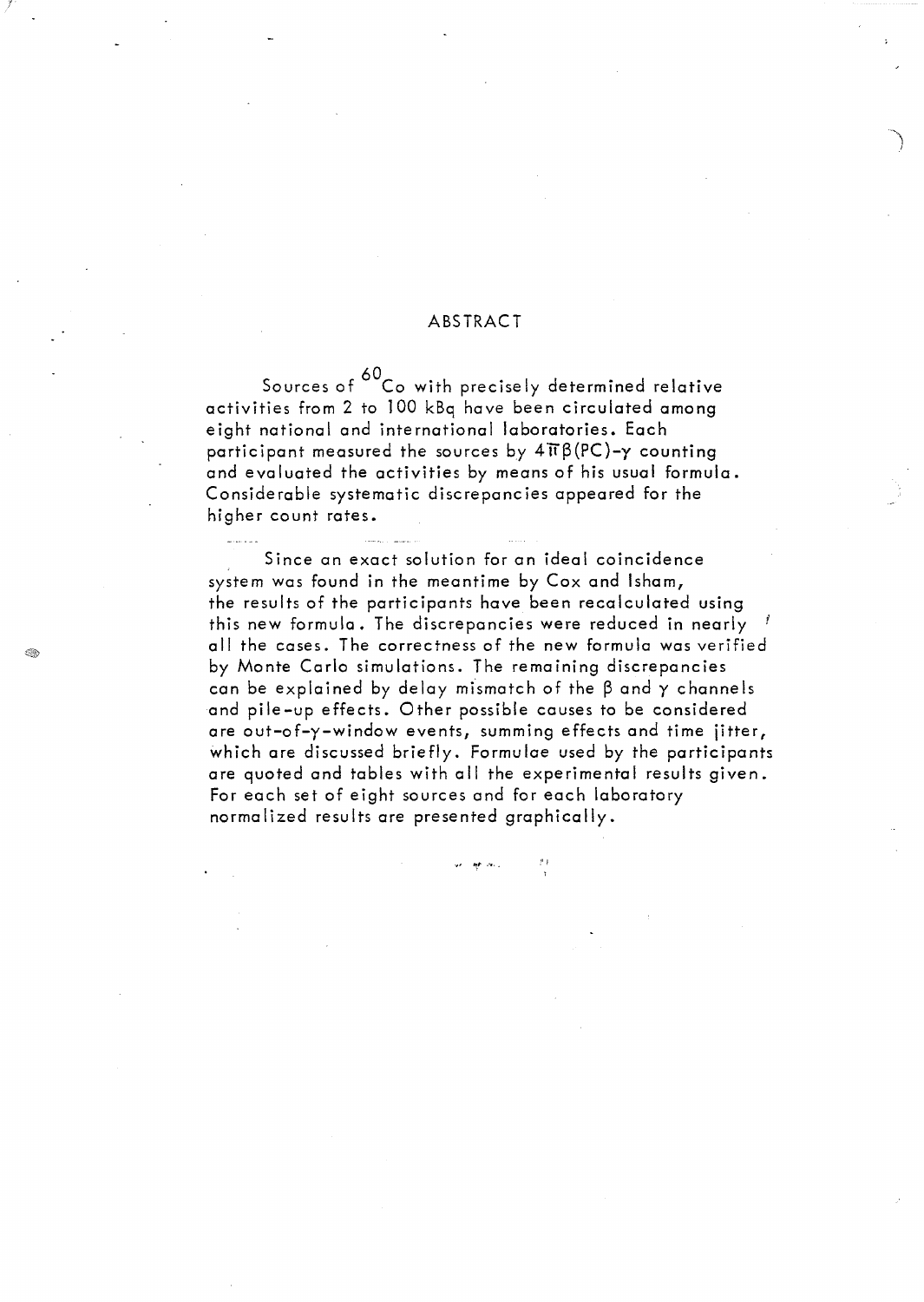# ABSTRACT

Sources of $^{60}Co$ with precisely determined relative activities from 2 to 100 kBq have been circulated among eight national and international laboratories. Each participant measured the sources by $4\pi\beta(PC)$-$\gamma$ counting and evaluated the activities by means of his usual formula. Considerable systematic discrepancies appeared for the higher count rates.

Since an exact solution for an ideal coincidence system was found in the meantime by Cox and Isham, the results of the participants have been recalculated using this new formula. The discrepancies were reduced in nearly all the cases. The correctness of the new formula was verified by Monte Carlo simulations. The remaining discrepancies can be explained by delay mismatch of the $\beta$ and $\gamma$ channels and pile-up effects. Other possible causes to be considered are out-of-$\gamma$-window events, summing effects and time jitter, which are discussed briefly. Formulae used by the participants are quoted and tables with all the experimental results given. For each set of eight sources and for each laboratory normalized results are presented graphically.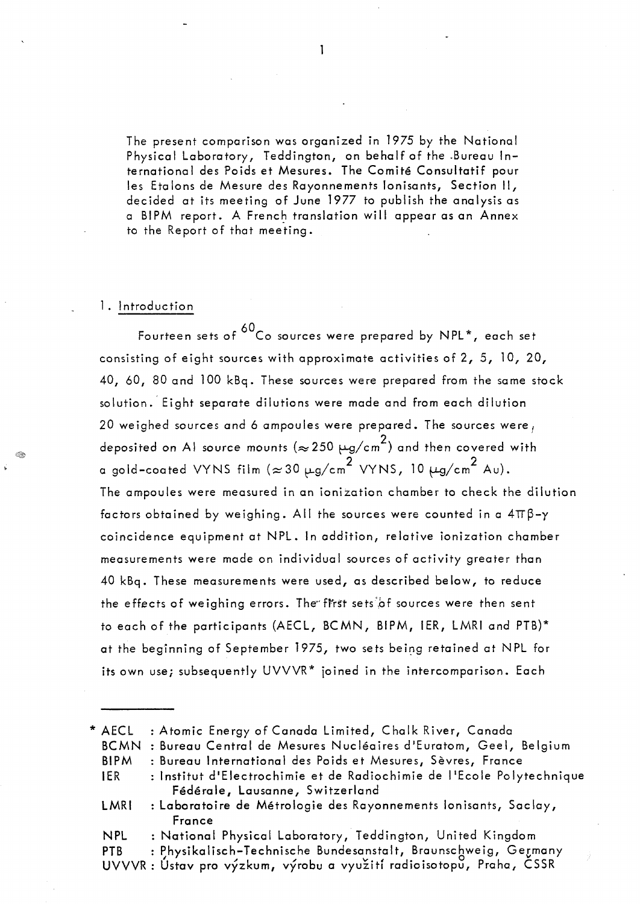The present comparison was organized in 1975 by the National Physical Laboratory, Teddington, on behalf of the Bureau International des Poids et Mesures. The Comité Consultatif pour les Etalons de Mesure des Rayonnements Ionisants, Section II, decided at its meeting of June 1977 to publish the analysis as a BIPM report. A French translation will appear as an Annex to the Report of that meeting.

## 1. Introduction

Fourteen sets of $^{60}Co$ sources were prepared by NPL*, each set consisting of eight sources with approximate activities of 2, 5, 10, 20, 40, 60, 80 and 100 kBq. These sources were prepared from the same stock solution. Eight separate dilutions were made and from each dilution 20 weighed sources and 6 ampoules were prepared. The sources were deposited on Al source mounts ($\approx 250\ \mu g/cm^2$) and then covered with a gold-coated VYNS film ($\approx 30\ \mu g/cm^2$ VYNS, $10\ \mu g/cm^2$ Au). The ampoules were measured in an ionization chamber to check the dilution factors obtained by weighing. All the sources were counted in a $4\pi\beta$-$\gamma$ coincidence equipment at NPL. In addition, relative ionization chamber measurements were made on individual sources of activity greater than 40 kBq. These measurements were used, as described below, to reduce the effects of weighing errors. The first sets of sources were then sent to each of the participants (AECL, BCMN, BIPM, IER, LMRI and PTB)* at the beginning of September 1975, two sets being retained at NPL for its own use; subsequently UVVVR* joined in the intercomparison. Each

---

\* AECL : Atomic Energy of Canada Limited, Chalk River, Canada
BCMN : Bureau Central de Mesures Nucléaires d'Euratom, Geel, Belgium
BIPM : Bureau International des Poids et Mesures, Sèvres, France
IER : Institut d'Electrochimie et de Radiochimie de l'Ecole Polytechnique Fédérale, Lausanne, Switzerland
LMRI : Laboratoire de Métrologie des Rayonnements Ionisants, Saclay, France
NPL : National Physical Laboratory, Teddington, United Kingdom
PTB : Physikalisch-Technische Bundesanstalt, Braunschweig, Germany
UVVVR : Ústav pro výzkum, výrobu a využití radioisotopů, Praha, ČSSR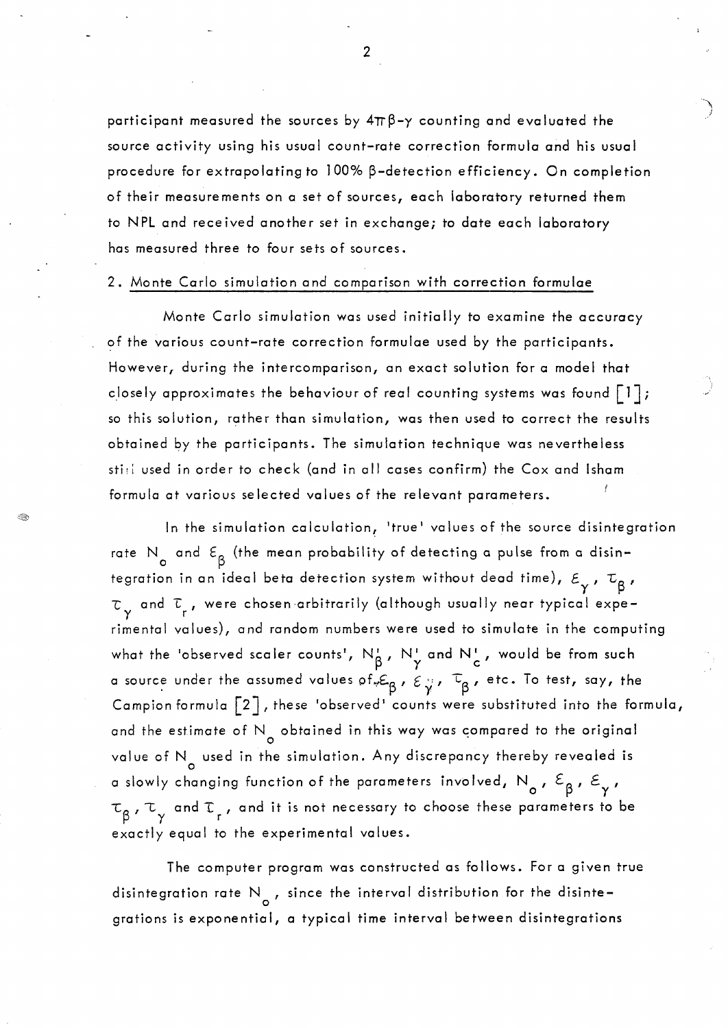participant measured the sources by $4\pi\beta$-$\gamma$ counting and evaluated the source activity using his usual count-rate correction formula and his usual procedure for extrapolating to 100% $\beta$-detection efficiency. On completion of their measurements on a set of sources, each laboratory returned them to NPL and received another set in exchange; to date each laboratory has measured three to four sets of sources.

## 2. Monte Carlo simulation and comparison with correction formulae

Monte Carlo simulation was used initially to examine the accuracy of the various count-rate correction formulae used by the participants. However, during the intercomparison, an exact solution for a model that closely approximates the behaviour of real counting systems was found [1]; so this solution, rather than simulation, was then used to correct the results obtained by the participants. The simulation technique was nevertheless still used in order to check (and in all cases confirm) the Cox and Isham formula at various selected values of the relevant parameters.

In the simulation calculation, 'true' values of the source disintegration rate $N_o$ and $\varepsilon_\beta$ (the mean probability of detecting a pulse from a disintegration in an ideal beta detection system without dead time), $\varepsilon_\gamma$, $\tau_\beta$, $\tau_\gamma$ and $\tau_r$, were chosen arbitrarily (although usually near typical experimental values), and random numbers were used to simulate in the computing what the 'observed scaler counts', $N'_\beta$, $N'_\gamma$ and $N'_c$, would be from such a source under the assumed values of $\varepsilon_\beta$, $\varepsilon_\gamma$, $\tau_\beta$, etc. To test, say, the Campion formula [2], these 'observed' counts were substituted into the formula, and the estimate of $N_o$ obtained in this way was compared to the original value of $N_o$ used in the simulation. Any discrepancy thereby revealed is a slowly changing function of the parameters involved, $N_o$, $\varepsilon_\beta$, $\varepsilon_\gamma$, $\tau_\beta$, $\tau_\gamma$ and $\tau_r$, and it is not necessary to choose these parameters to be exactly equal to the experimental values.

The computer program was constructed as follows. For a given true disintegration rate $N_o$, since the interval distribution for the disintegrations is exponential, a typical time interval between disintegrations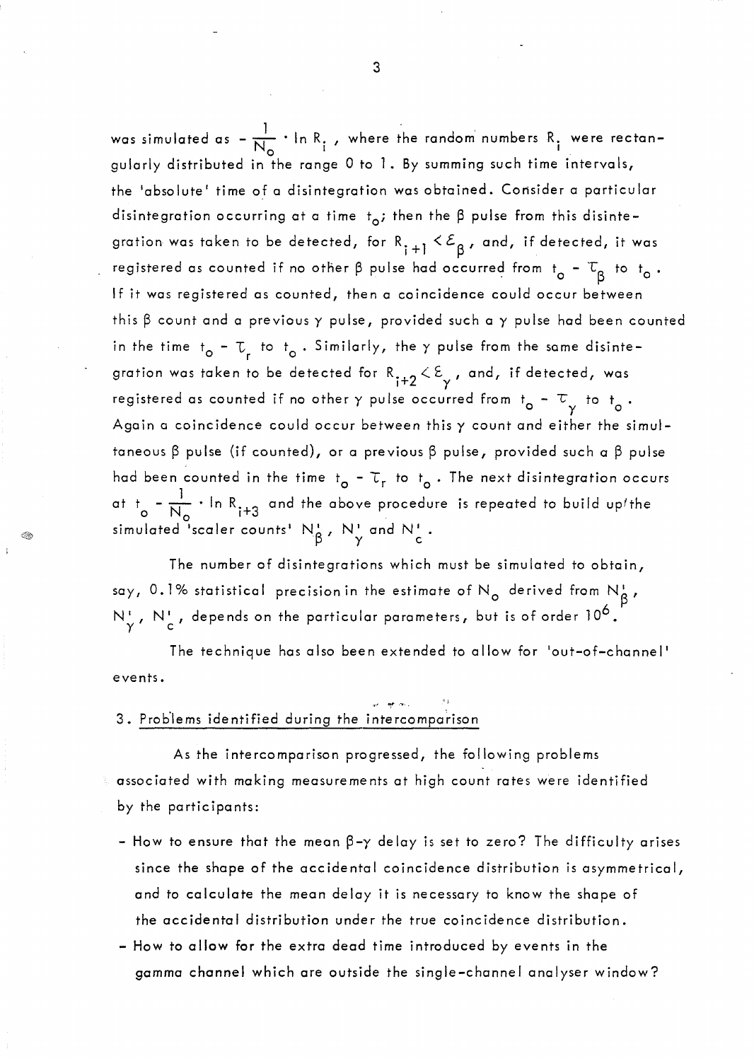was simulated as $-\frac{1}{N_o} \cdot \ln R_i$, where the random numbers $R_i$ were rectangularly distributed in the range 0 to 1. By summing such time intervals, the 'absolute' time of a disintegration was obtained. Consider a particular disintegration occurring at a time $t_o$; then the β pulse from this disintegration was taken to be detected, for $R_{i+1} < \mathcal{E}_\beta$, and, if detected, it was registered as counted if no other β pulse had occurred from $t_o - \tau_\beta$ to $t_o$. If it was registered as counted, then a coincidence could occur between this β count and a previous γ pulse, provided such a γ pulse had been counted in the time $t_o - \tau_r$ to $t_o$. Similarly, the γ pulse from the same disintegration was taken to be detected for $R_{i+2} < \mathcal{E}_\gamma$, and, if detected, was registered as counted if no other γ pulse occurred from $t_o - \tau_\gamma$ to $t_o$. Again a coincidence could occur between this γ count and either the simultaneous β pulse (if counted), or a previous β pulse, provided such a β pulse had been counted in the time $t_o - \tau_r$ to $t_o$. The next disintegration occurs at $t_o - \frac{1}{N_o} \cdot \ln R_{i+3}$ and the above procedure is repeated to build up the simulated 'scaler counts' $N'_\beta$, $N'_\gamma$ and $N'_c$.

The number of disintegrations which must be simulated to obtain, say, 0.1% statistical precision in the estimate of $N_o$ derived from $N'_\beta$, $N'_\gamma$, $N'_c$, depends on the particular parameters, but is of order $10^6$.

The technique has also been extended to allow for 'out-of-channel' events.

## 3. Problems identified during the intercomparison

As the intercomparison progressed, the following problems associated with making measurements at high count rates were identified by the participants:

- How to ensure that the mean β-γ delay is set to zero? The difficulty arises since the shape of the accidental coincidence distribution is asymmetrical, and to calculate the mean delay it is necessary to know the shape of the accidental distribution under the true coincidence distribution.
- How to allow for the extra dead time introduced by events in the gamma channel which are outside the single-channel analyser window?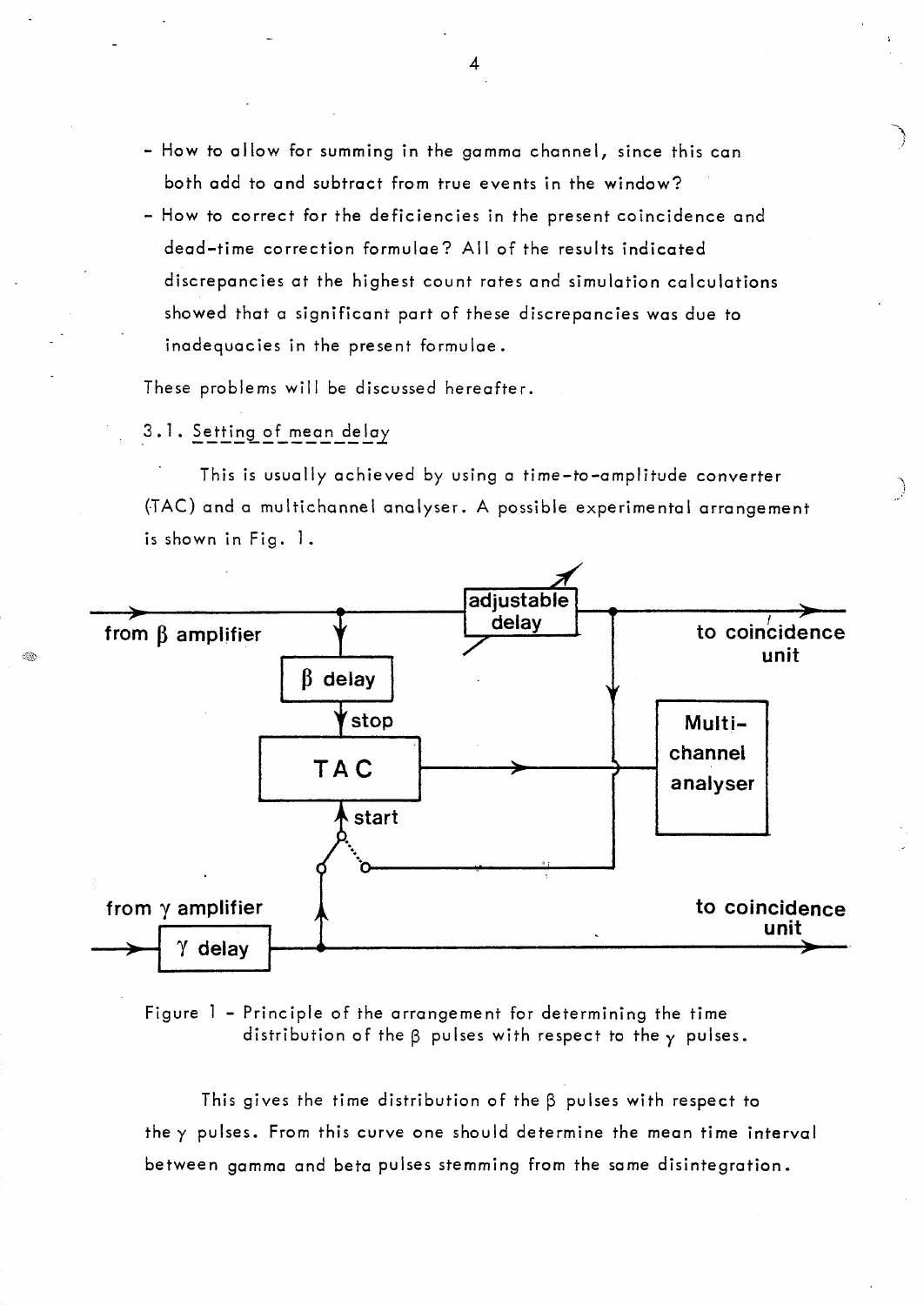- How to allow for summing in the gamma channel, since this can both add to and subtract from true events in the window?
- How to correct for the deficiencies in the present coincidence and dead-time correction formulae? All of the results indicated discrepancies at the highest count rates and simulation calculations showed that a significant part of these discrepancies was due to inadequacies in the present formulae.

These problems will be discussed hereafter.

### 3.1. Setting of mean delay

This is usually achieved by using a time-to-amplitude converter (TAC) and a multichannel analyser. A possible experimental arrangement is shown in Fig. 1.

Figure 1 - Principle of the arrangement for determining the time distribution of the $\beta$ pulses with respect to the $\gamma$ pulses.

This gives the time distribution of the $\beta$ pulses with respect to the $\gamma$ pulses. From this curve one should determine the mean time interval between gamma and beta pulses stemming from the same disintegration.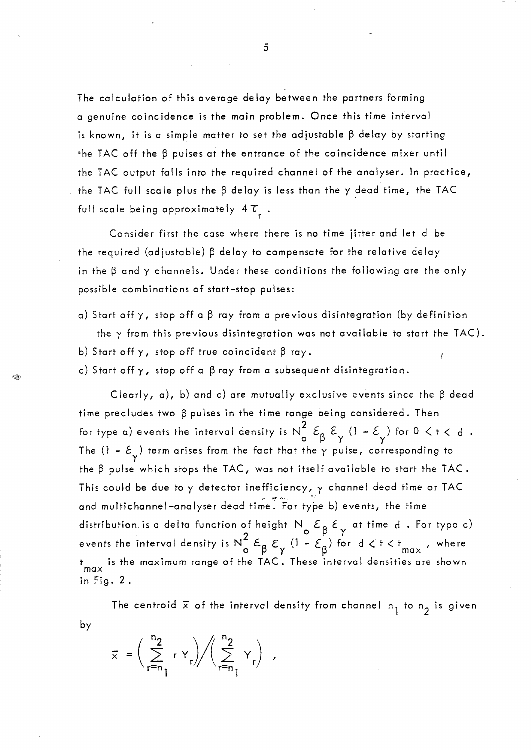The calculation of this average delay between the partners forming a genuine coincidence is the main problem. Once this time interval is known, it is a simple matter to set the adjustable β delay by starting the TAC off the β pulses at the entrance of the coincidence mixer until the TAC output falls into the required channel of the analyser. In practice, the TAC full scale plus the β delay is less than the γ dead time, the TAC full scale being approximately $4\tau_r$ .

Consider first the case where there is no time jitter and let d be the required (adjustable) β delay to compensate for the relative delay in the β and γ channels. Under these conditions the following are the only possible combinations of start-stop pulses:

a) Start off γ, stop off a β ray from a previous disintegration (by definition the γ from this previous disintegration was not available to start the TAC).

b) Start off γ, stop off true coincident β ray.

c) Start off γ, stop off a β ray from a subsequent disintegration.

Clearly, a), b) and c) are mutually exclusive events since the β dead time precludes two β pulses in the time range being considered. Then for type a) events the interval density is $N_o^2 \, \mathcal{E}_\beta \, \mathcal{E}_\gamma \, (1 - \mathcal{E}_\gamma)$ for $0 < t < d$ . The $(1 - \mathcal{E}_\gamma)$ term arises from the fact that the γ pulse, corresponding to the β pulse which stops the TAC, was not itself available to start the TAC. This could be due to γ detector inefficiency, γ channel dead time or TAC and multichannel-analyser dead time. For type b) events, the time distribution is a delta function of height $N_o \, \mathcal{E}_\beta \, \mathcal{E}_\gamma$ at time d . For type c) events the interval density is $N_o^2 \, \mathcal{E}_\beta \, \mathcal{E}_\gamma \, (1 - \mathcal{E}_\beta)$ for $d < t < t_{max}$ , where $t_{max}$ is the maximum range of the TAC. These interval densities are shown in Fig. 2 .

The centroid $\bar{x}$ of the interval density from channel $n_1$ to $n_2$ is given by

$$\bar{x} = \left( \sum_{r=n_1}^{n_2} r \, Y_r \right) \Big/ \left( \sum_{r=n_1}^{n_2} Y_r \right) ,$$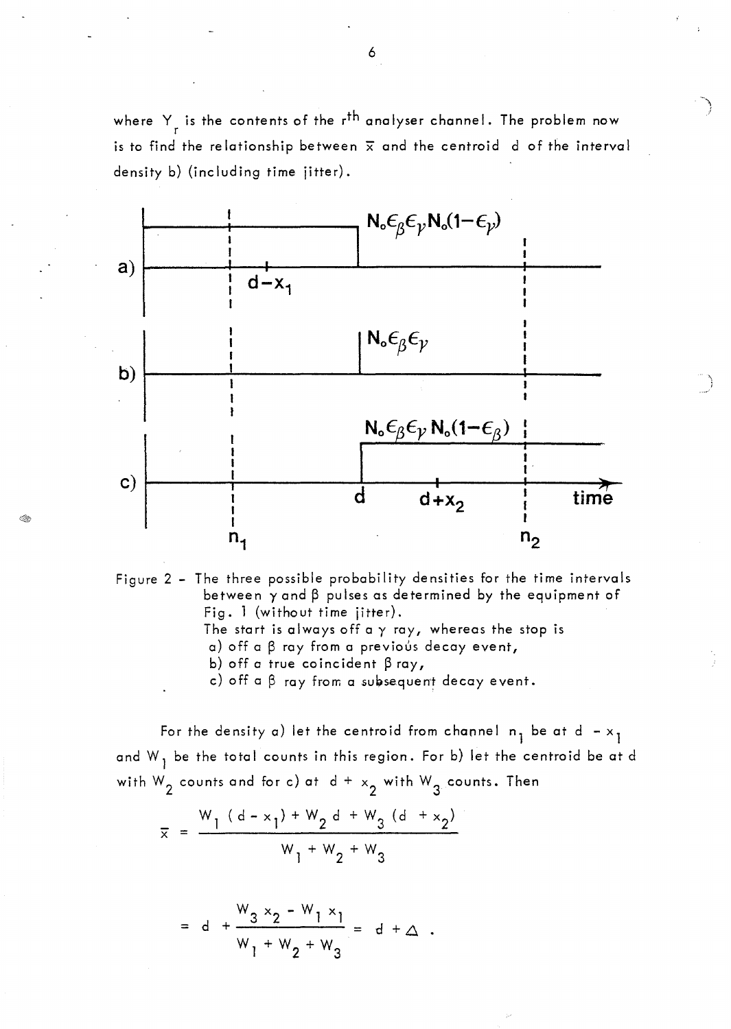where $Y_r$ is the contents of the $r^{th}$ analyser channel. The problem now is to find the relationship between $\bar{x}$ and the centroid d of the interval density b) (including time jitter).

Figure 2 - The three possible probability densities for the time intervals between $\gamma$ and $\beta$ pulses as determined by the equipment of Fig. 1 (without time jitter).
The start is always off a $\gamma$ ray, whereas the stop is
a) off a $\beta$ ray from a previous decay event,
b) off a true coincident $\beta$ ray,
c) off a $\beta$ ray from a subsequent decay event.

For the density a) let the centroid from channel $n_1$ be at $d - x_1$ and $W_1$ be the total counts in this region. For b) let the centroid be at d with $W_2$ counts and for c) at $d + x_2$ with $W_3$ counts. Then

$$\bar{x} = \frac{W_1 (d - x_1) + W_2 d + W_3 (d + x_2)}{W_1 + W_2 + W_3}$$

$$= d + \frac{W_3 x_2 - W_1 x_1}{W_1 + W_2 + W_3} = d + \Delta .$$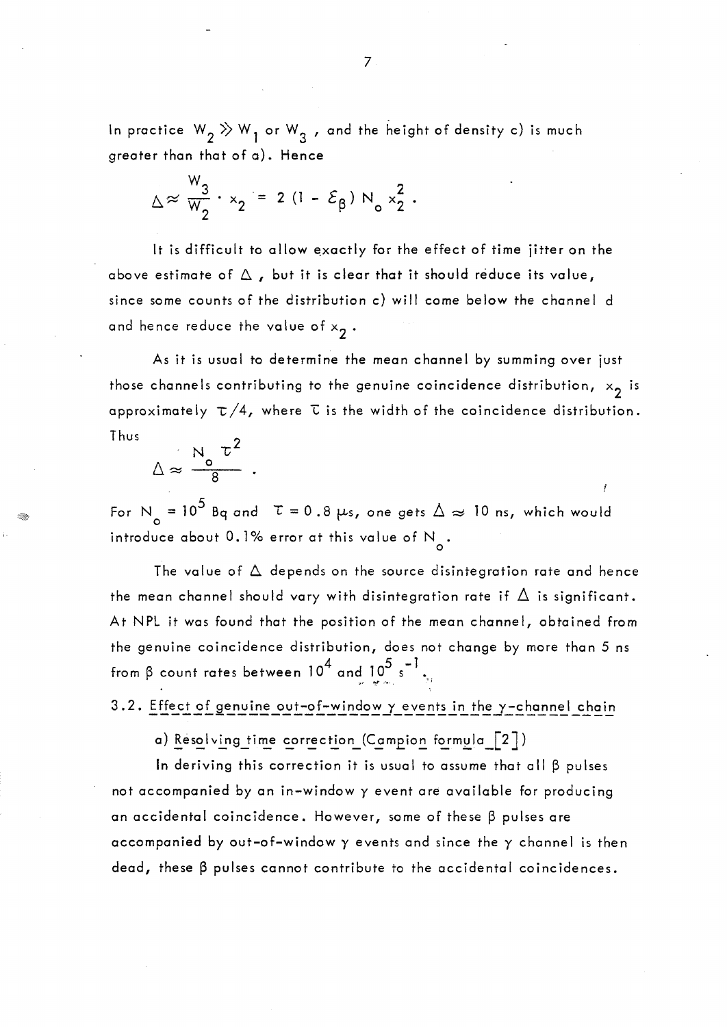In practice $W_2 \gg W_1$ or $W_3$, and the height of density c) is much greater than that of a). Hence

$$\Delta \approx \frac{W_3}{W_2} \cdot x_2 = 2\,(1 - \mathcal{E}_\beta)\,N_o\,x_2^2 .$$

It is difficult to allow exactly for the effect of time jitter on the above estimate of $\Delta$, but it is clear that it should reduce its value, since some counts of the distribution c) will come below the channel d and hence reduce the value of $x_2$.

As it is usual to determine the mean channel by summing over just those channels contributing to the genuine coincidence distribution, $x_2$ is approximately $\tau/4$, where $\tau$ is the width of the coincidence distribution. Thus

$$\Delta \approx \frac{N_o\,\tau^2}{8} .$$

For $N_o = 10^5$ Bq and $\tau = 0.8\ \mu s$, one gets $\Delta \approx 10$ ns, which would introduce about 0.1% error at this value of $N_o$.

The value of $\Delta$ depends on the source disintegration rate and hence the mean channel should vary with disintegration rate if $\Delta$ is significant. At NPL it was found that the position of the mean channel, obtained from the genuine coincidence distribution, does not change by more than 5 ns from $\beta$ count rates between $10^4$ and $10^5\ s^{-1}$.

### 3.2. Effect of genuine out-of-window $\gamma$ events in the $\gamma$-channel chain

a) Resolving time correction (Campion formula [2])

In deriving this correction it is usual to assume that all $\beta$ pulses not accompanied by an in-window $\gamma$ event are available for producing an accidental coincidence. However, some of these $\beta$ pulses are accompanied by out-of-window $\gamma$ events and since the $\gamma$ channel is then dead, these $\beta$ pulses cannot contribute to the accidental coincidences.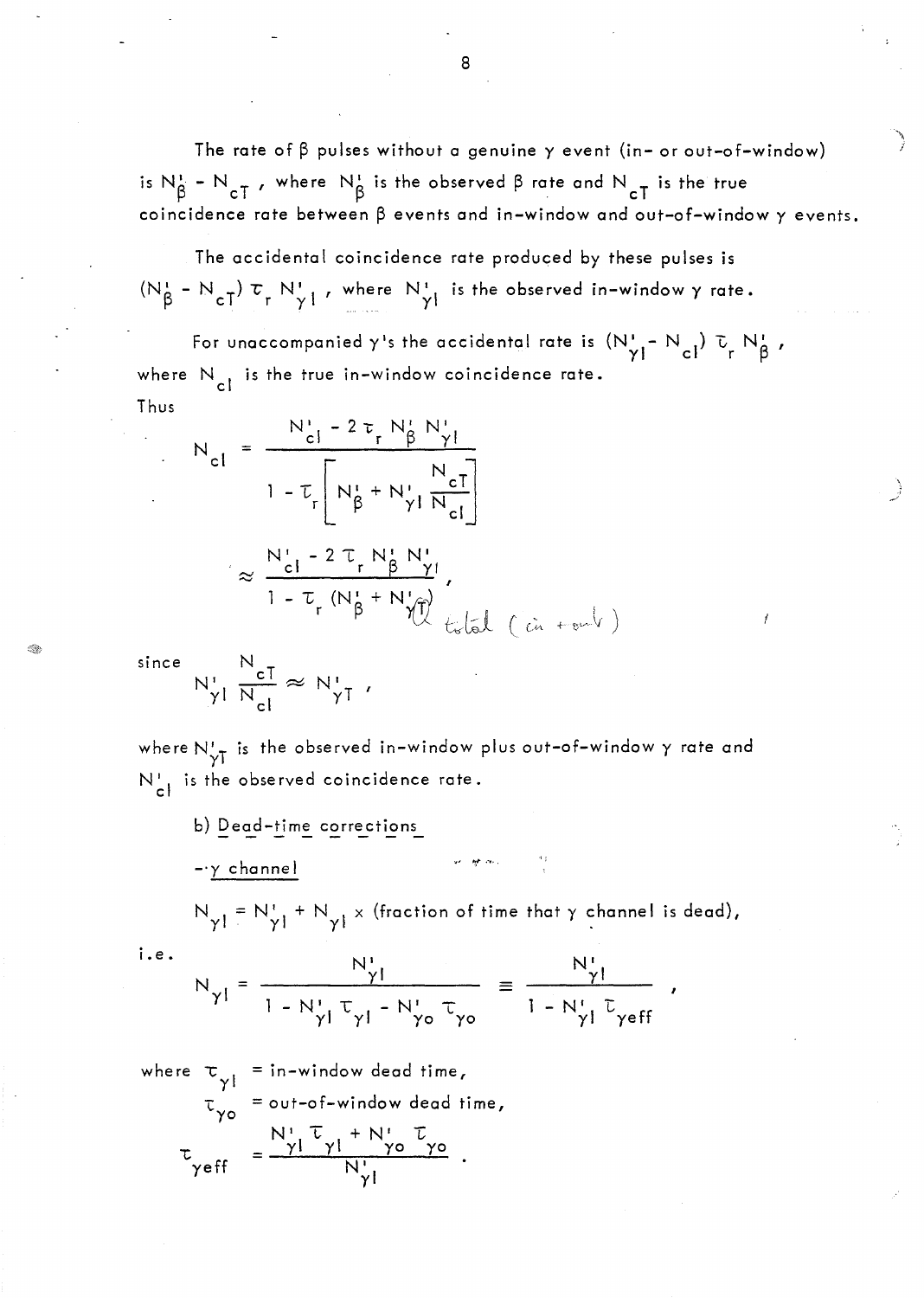The rate of β pulses without a genuine γ event (in- or out-of-window) is $N'_\beta - N_{cT}$, where $N'_\beta$ is the observed β rate and $N_{cT}$ is the true coincidence rate between β events and in-window and out-of-window γ events.

The accidental coincidence rate produced by these pulses is $(N'_\beta - N_{cT})\,\tau_r\, N'_{\gamma I}$, where $N'_{\gamma I}$ is the observed in-window γ rate.

For unaccompanied γ's the accidental rate is $(N'_{\gamma I} - N_{cI})\,\tau_r\, N'_\beta$, where $N_{cI}$ is the true in-window coincidence rate.

Thus

$$N_{cI} = \frac{N'_{cI} - 2\tau_r N'_\beta N'_{\gamma I}}{1 - \tau_r\left[N'_\beta + N'_{\gamma I}\dfrac{N_{cT}}{N_{cI}}\right]}$$

$$\approx \frac{N'_{cI} - 2\tau_r N'_\beta N'_{\gamma I}}{1 - \tau_r\,(N'_\beta + N'_{\gamma T})}\,,$$

total (in + out)

since

$$N'_{\gamma I}\frac{N_{cT}}{N_{cI}} \approx N'_{\gamma T}\,,$$

where $N'_{\gamma T}$ is the observed in-window plus out-of-window γ rate and $N'_{cI}$ is the observed coincidence rate.

b) <u>Dead-time corrections</u>

-- <u>γ channel</u>

$$N_{\gamma I} = N'_{\gamma I} + N_{\gamma I} \times \text{(fraction of time that γ channel is dead)},$$

i.e.

$$N_{\gamma I} = \frac{N'_{\gamma I}}{1 - N'_{\gamma I}\tau_{\gamma I} - N'_{\gamma o}\tau_{\gamma o}} \equiv \frac{N'_{\gamma I}}{1 - N'_{\gamma I}\tau_{\gamma eff}}\,,$$

where $\tau_{\gamma I}$ = in-window dead time,

$\tau_{\gamma o}$ = out-of-window dead time,

$$\tau_{\gamma eff} = \frac{N'_{\gamma I}\tau_{\gamma I} + N'_{\gamma o}\tau_{\gamma o}}{N'_{\gamma I}}\,.$$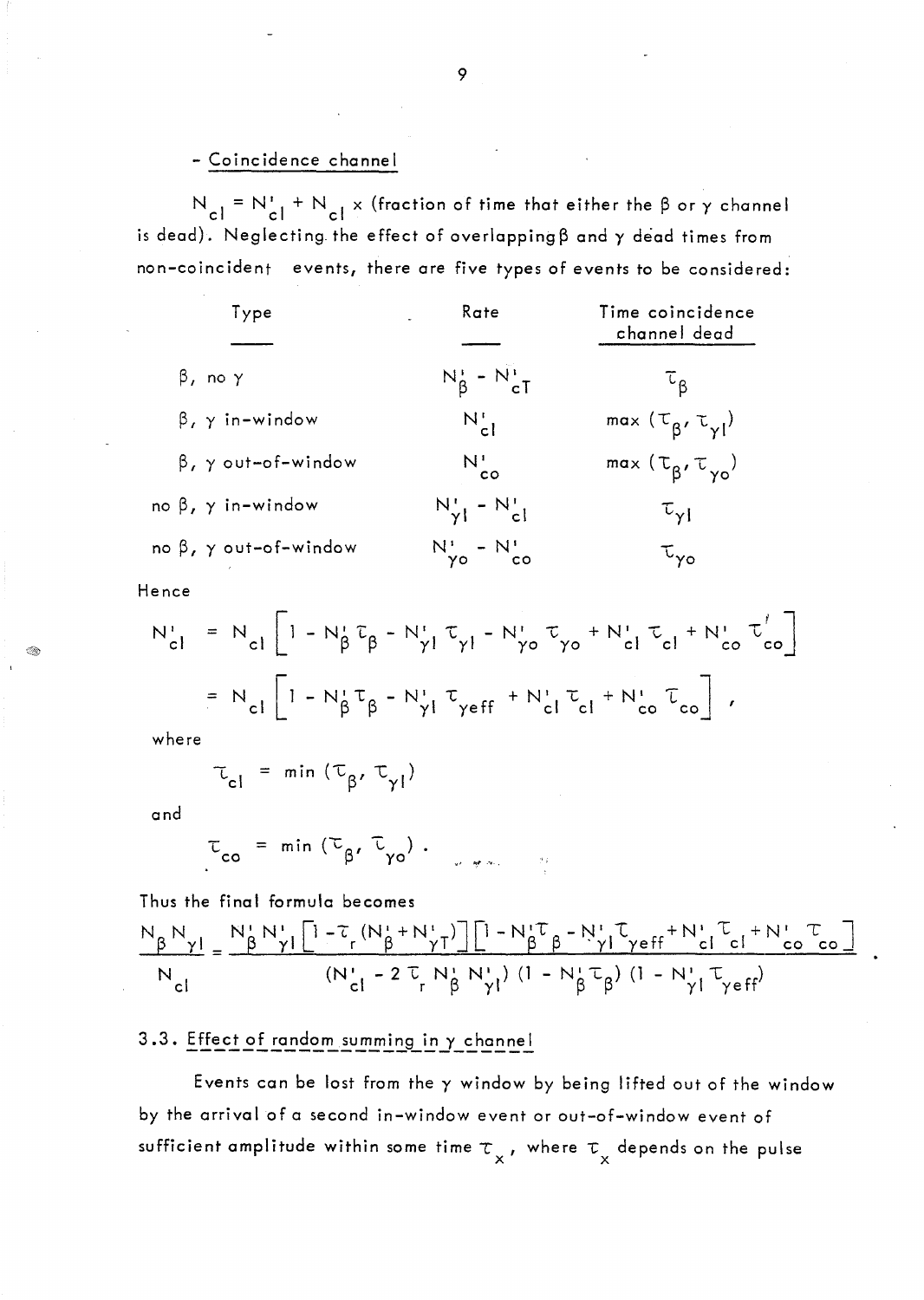- Coincidence channel

$N_{cl} = N'_{cl} + N_{cl} \times$ (fraction of time that either the $\beta$ or $\gamma$ channel is dead). Neglecting the effect of overlapping $\beta$ and $\gamma$ dead times from non-coincident events, there are five types of events to be considered:

| Type | Rate | Time coincidence channel dead |
|---|---|---|
| $\beta$, no $\gamma$ | $N'_{\beta} - N'_{cT}$ | $\tau_{\beta}$ |
| $\beta$, $\gamma$ in-window | $N'_{cl}$ | $\max(\tau_{\beta}, \tau_{\gamma l})$ |
| $\beta$, $\gamma$ out-of-window | $N'_{co}$ | $\max(\tau_{\beta}, \tau_{\gamma o})$ |
| no $\beta$, $\gamma$ in-window | $N'_{\gamma l} - N'_{cl}$ | $\tau_{\gamma l}$ |
| no $\beta$, $\gamma$ out-of-window | $N'_{\gamma o} - N'_{co}$ | $\tau_{\gamma o}$ |

Hence

$$N'_{cl} = N_{cl}\left[1 - N'_{\beta}\tau_{\beta} - N'_{\gamma l}\tau_{\gamma l} - N'_{\gamma o}\tau_{\gamma o} + N'_{cl}\tau_{cl} + N'_{co}\tau'_{co}\right]$$

$$= N_{cl}\left[1 - N'_{\beta}\tau_{\beta} - N'_{\gamma l}\tau_{\gamma eff} + N'_{cl}\tau_{cl} + N'_{co}\tau_{co}\right] ,$$

where

$$\tau_{cl} = \min(\tau_{\beta}, \tau_{\gamma l})$$

and

$$\tau_{co} = \min(\tau_{\beta}, \tau_{\gamma o}) .$$

Thus the final formula becomes

$$\frac{N_{\beta}N_{\gamma l}}{N_{cl}} = \frac{N'_{\beta}N'_{\gamma l}\left[1 - \tau_r(N'_{\beta} + N'_{\gamma T})\right]\left[1 - N'_{\beta}\tau_{\beta} - N'_{\gamma l}\tau_{\gamma eff} + N'_{cl}\tau_{cl} + N'_{co}\tau_{co}\right]}{(N'_{cl} - 2\tau_r N'_{\beta}N'_{\gamma l})(1 - N'_{\beta}\tau_{\beta})(1 - N'_{\gamma l}\tau_{\gamma eff})} .$$

### 3.3. Effect of random summing in $\gamma$ channel

Events can be lost from the $\gamma$ window by being lifted out of the window by the arrival of a second in-window event or out-of-window event of sufficient amplitude within some time $\tau_x$, where $\tau_x$ depends on the pulse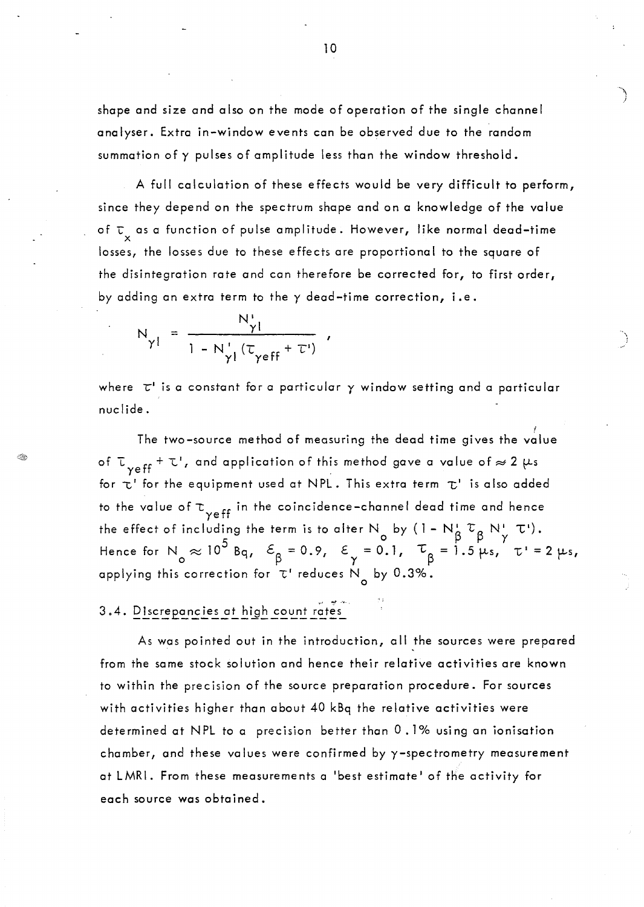shape and size and also on the mode of operation of the single channel analyser. Extra in-window events can be observed due to the random summation of $\gamma$ pulses of amplitude less than the window threshold.

A full calculation of these effects would be very difficult to perform, since they depend on the spectrum shape and on a knowledge of the value of $\tau_x$ as a function of pulse amplitude. However, like normal dead-time losses, the losses due to these effects are proportional to the square of the disintegration rate and can therefore be corrected for, to first order, by adding an extra term to the $\gamma$ dead-time correction, i.e.

$$N_{\gamma l} = \frac{N'_{\gamma l}}{1 - N'_{\gamma l}(\tau_{\gamma eff} + \tau')} ,$$

where $\tau'$ is a constant for a particular $\gamma$ window setting and a particular nuclide.

The two-source method of measuring the dead time gives the value of $\tau_{\gamma eff} + \tau'$, and application of this method gave a value of $\approx 2\ \mu s$ for $\tau'$ for the equipment used at NPL. This extra term $\tau'$ is also added to the value of $\tau_{\gamma eff}$ in the coincidence-channel dead time and hence the effect of including the term is to alter $N_o$ by $(1 - N'_\beta \tau_\beta N'_\gamma \tau')$. Hence for $N_o \approx 10^5$ Bq, $\varepsilon_\beta = 0.9$, $\varepsilon_\gamma = 0.1$, $\tau_\beta = 1.5\ \mu s$, $\tau' = 2\ \mu s$, applying this correction for $\tau'$ reduces $N_o$ by 0.3%.

### 3.4. Discrepancies at high count rates

As was pointed out in the introduction, all the sources were prepared from the same stock solution and hence their relative activities are known to within the precision of the source preparation procedure. For sources with activities higher than about 40 kBq the relative activities were determined at NPL to a precision better than 0.1% using an ionisation chamber, and these values were confirmed by $\gamma$-spectrometry measurement at LMRI. From these measurements a 'best estimate' of the activity for each source was obtained.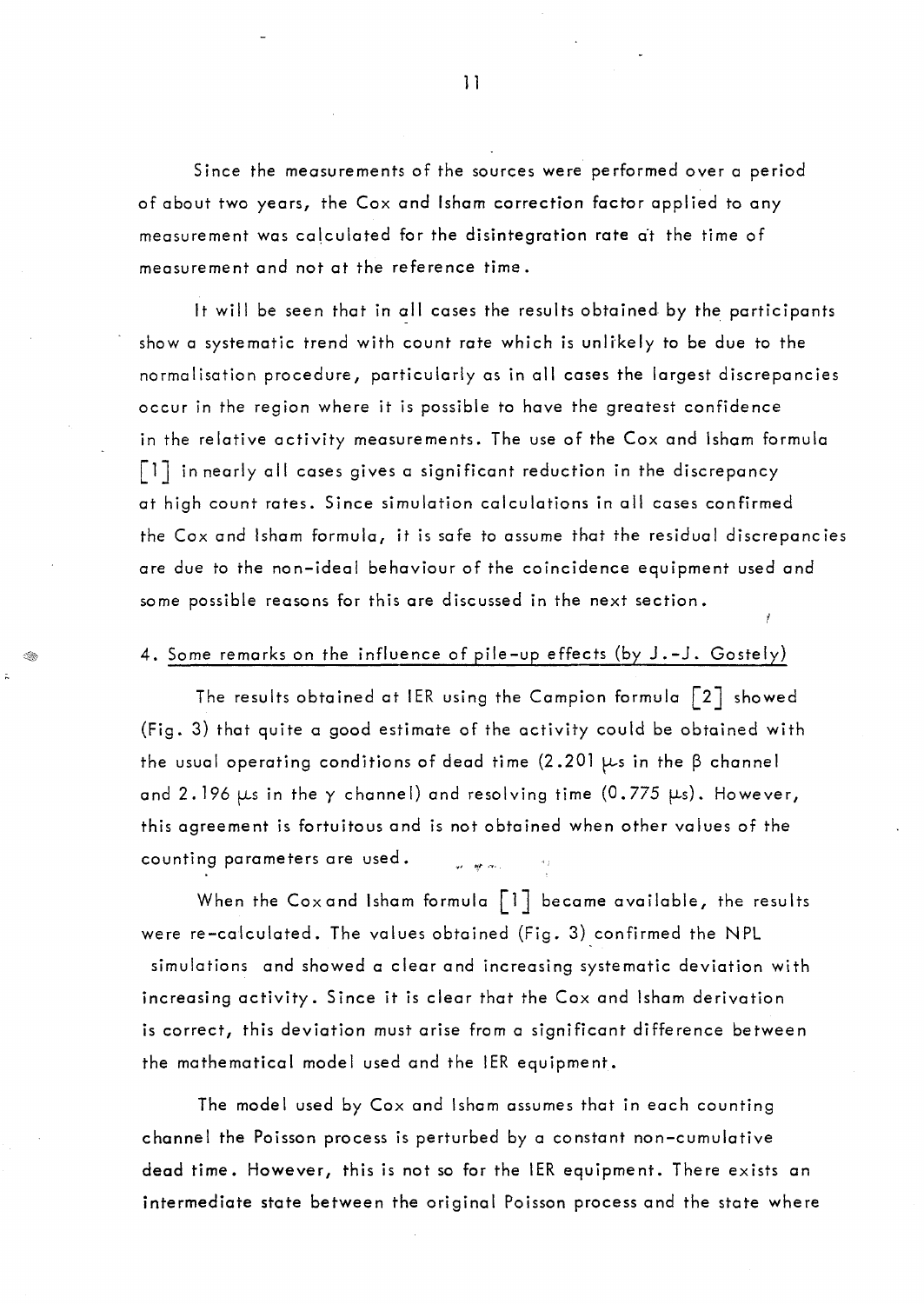Since the measurements of the sources were performed over a period of about two years, the Cox and Isham correction factor applied to any measurement was calculated for the disintegration rate at the time of measurement and not at the reference time.

It will be seen that in all cases the results obtained by the participants show a systematic trend with count rate which is unlikely to be due to the normalisation procedure, particularly as in all cases the largest discrepancies occur in the region where it is possible to have the greatest confidence in the relative activity measurements. The use of the Cox and Isham formula [1] in nearly all cases gives a significant reduction in the discrepancy at high count rates. Since simulation calculations in all cases confirmed the Cox and Isham formula, it is safe to assume that the residual discrepancies are due to the non-ideal behaviour of the coincidence equipment used and some possible reasons for this are discussed in the next section.

## 4. Some remarks on the influence of pile-up effects (by J.-J. Gostely)

The results obtained at IER using the Campion formula [2] showed (Fig. 3) that quite a good estimate of the activity could be obtained with the usual operating conditions of dead time (2.201 $\mu$s in the $\beta$ channel and 2.196 $\mu$s in the $\gamma$ channel) and resolving time (0.775 $\mu$s). However, this agreement is fortuitous and is not obtained when other values of the counting parameters are used.

When the Cox and Isham formula [1] became available, the results were re-calculated. The values obtained (Fig. 3) confirmed the NPL simulations and showed a clear and increasing systematic deviation with increasing activity. Since it is clear that the Cox and Isham derivation is correct, this deviation must arise from a significant difference between the mathematical model used and the IER equipment.

The model used by Cox and Isham assumes that in each counting channel the Poisson process is perturbed by a constant non-cumulative dead time. However, this is not so for the IER equipment. There exists an intermediate state between the original Poisson process and the state where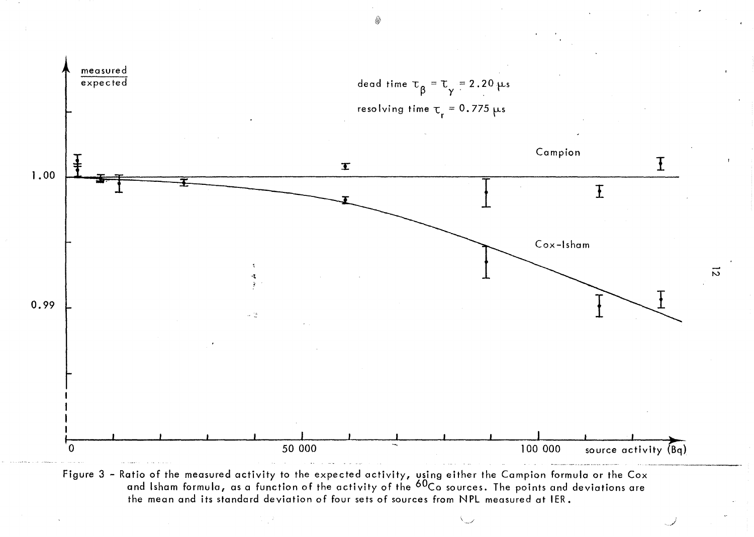Figure 3 - Ratio of the measured activity to the expected activity, using either the Campion formula or the Cox and Isham formula, as a function of the activity of the $^{60}Co$ sources. The points and deviations are the mean and its standard deviation of four sets of sources from NPL measured at IER.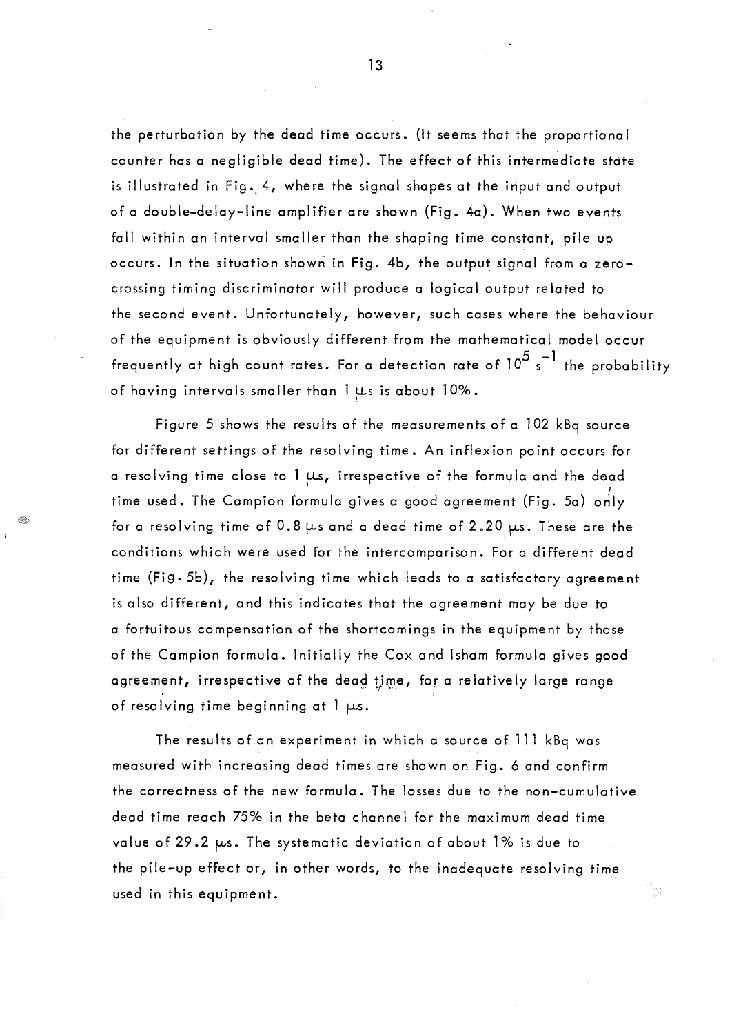the perturbation by the dead time occurs. (It seems that the proportional counter has a negligible dead time). The effect of this intermediate state is illustrated in Fig. 4, where the signal shapes at the input and output of a double-delay-line amplifier are shown (Fig. 4a). When two events fall within an interval smaller than the shaping time constant, pile up occurs. In the situation shown in Fig. 4b, the output signal from a zero-crossing timing discriminator will produce a logical output related to the second event. Unfortunately, however, such cases where the behaviour of the equipment is obviously different from the mathematical model occur frequently at high count rates. For a detection rate of $10^5$ $s^{-1}$ the probability of having intervals smaller than 1 μs is about 10%.

Figure 5 shows the results of the measurements of a 102 kBq source for different settings of the resolving time. An inflexion point occurs for a resolving time close to 1 μs, irrespective of the formula and the dead time used. The Campion formula gives a good agreement (Fig. 5a) only for a resolving time of 0.8 μs and a dead time of 2.20 μs. These are the conditions which were used for the intercomparison. For a different dead time (Fig. 5b), the resolving time which leads to a satisfactory agreement is also different, and this indicates that the agreement may be due to a fortuitous compensation of the shortcomings in the equipment by those of the Campion formula. Initially the Cox and Isham formula gives good agreement, irrespective of the dead time, for a relatively large range of resolving time beginning at 1 μs.

The results of an experiment in which a source of 111 kBq was measured with increasing dead times are shown on Fig. 6 and confirm the correctness of the new formula. The losses due to the non-cumulative dead time reach 75% in the beta channel for the maximum dead time value of 29.2 μs. The systematic deviation of about 1% is due to the pile-up effect or, in other words, to the inadequate resolving time used in this equipment.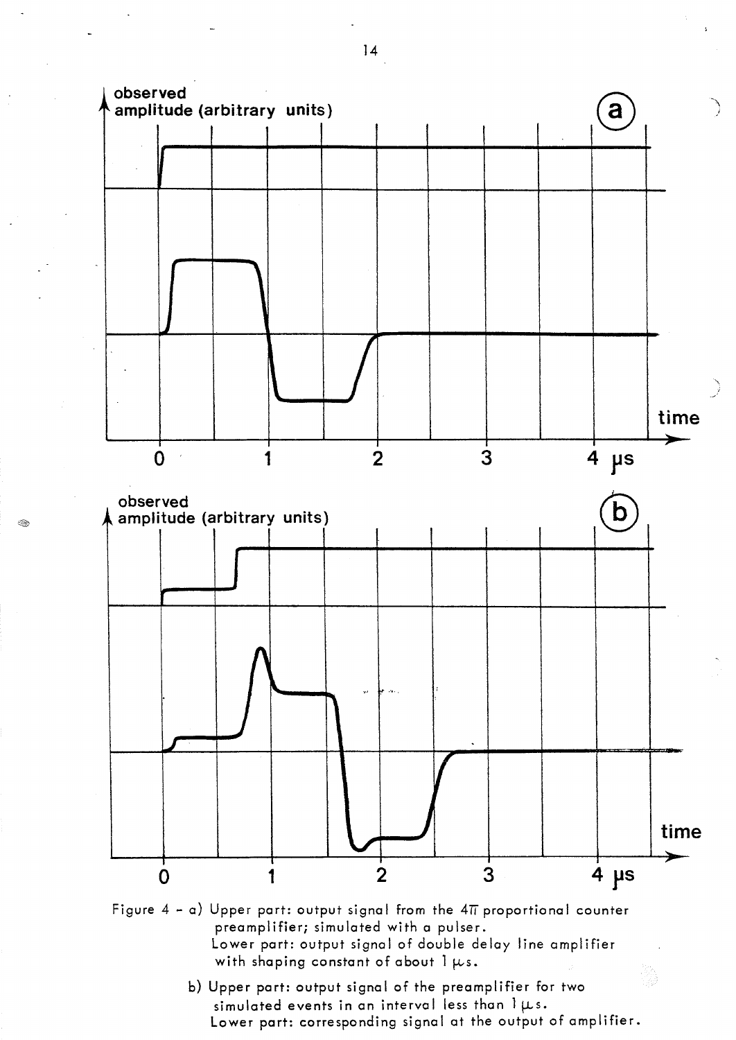Figure 4 - a) Upper part: output signal from the $4\pi$ proportional counter preamplifier; simulated with a pulser.
Lower part: output signal of double delay line amplifier with shaping constant of about 1 μs.

b) Upper part: output signal of the preamplifier for two simulated events in an interval less than 1 μs.
Lower part: corresponding signal at the output of amplifier.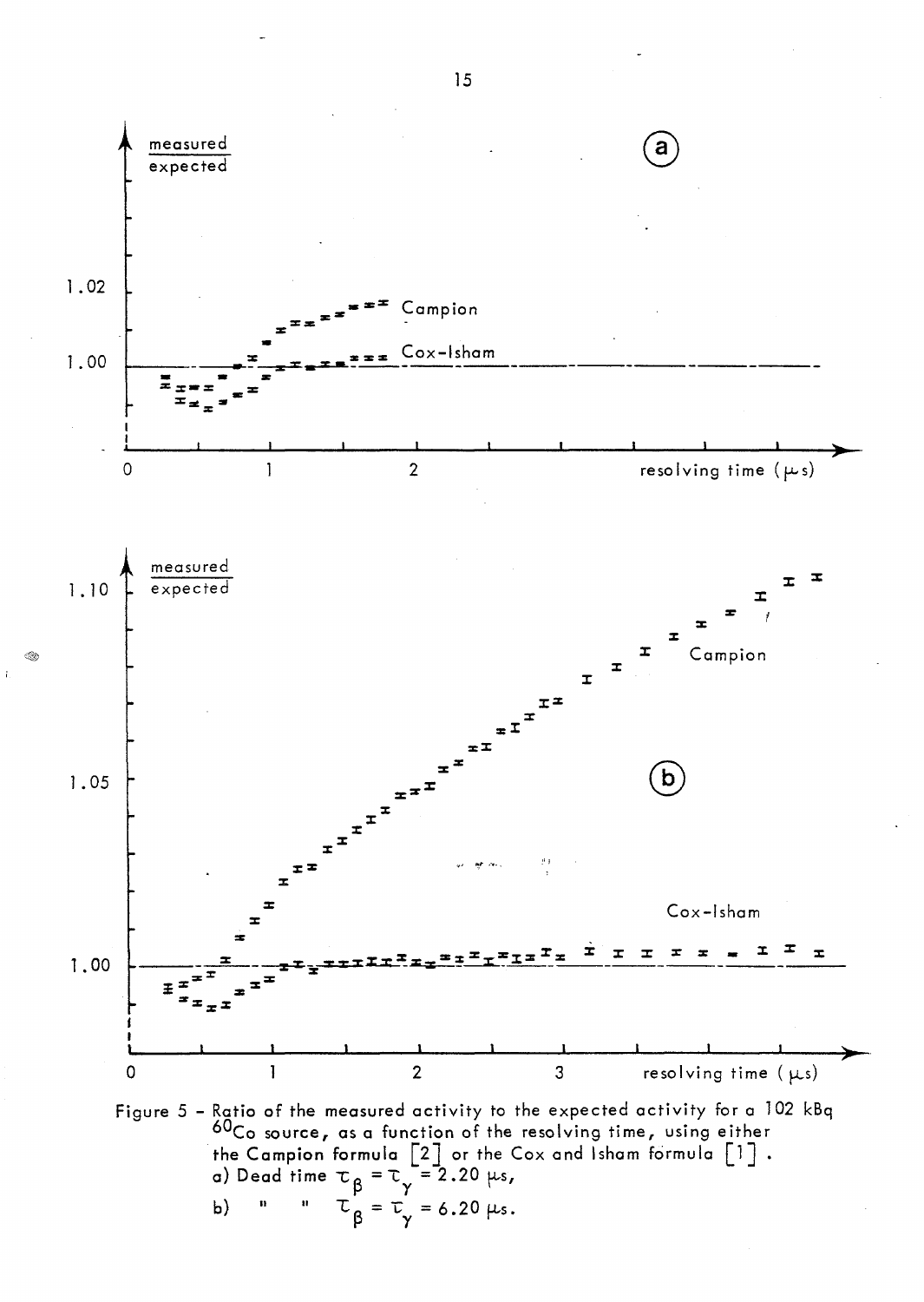Figure 5 - Ratio of the measured activity to the expected activity for a 102 kBq $^{60}Co$ source, as a function of the resolving time, using either the Campion formula [2] or the Cox and Isham formula [1].
a) Dead time $\tau_{\beta} = \tau_{\gamma} = 2.20$ μs,
b) " " $\tau_{\beta} = \tau_{\gamma} = 6.20$ μs.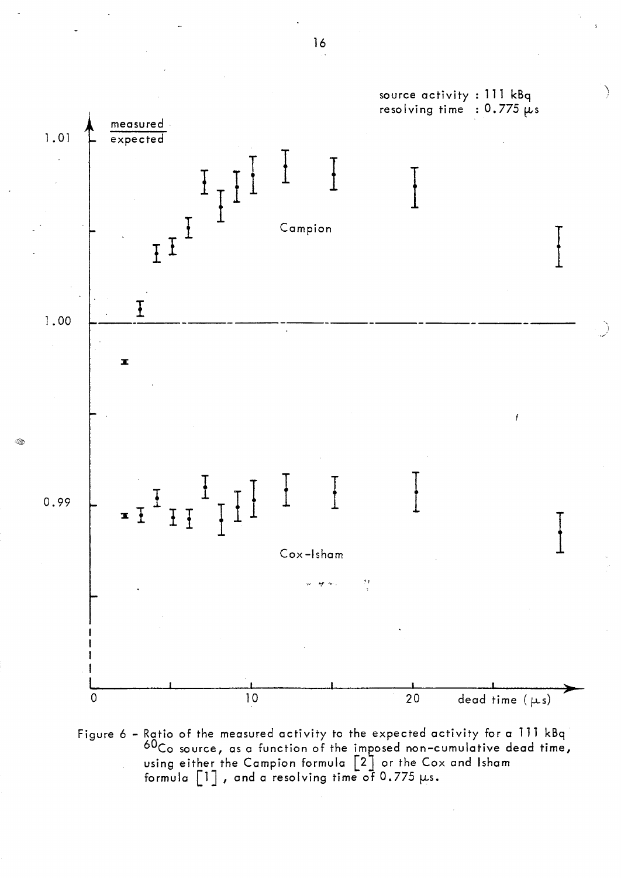Figure 6 - Ratio of the measured activity to the expected activity for a 111 kBq $^{60}Co$ source, as a function of the imposed non-cumulative dead time, using either the Campion formula [2] or the Cox and Isham formula [1], and a resolving time of 0.775 μs.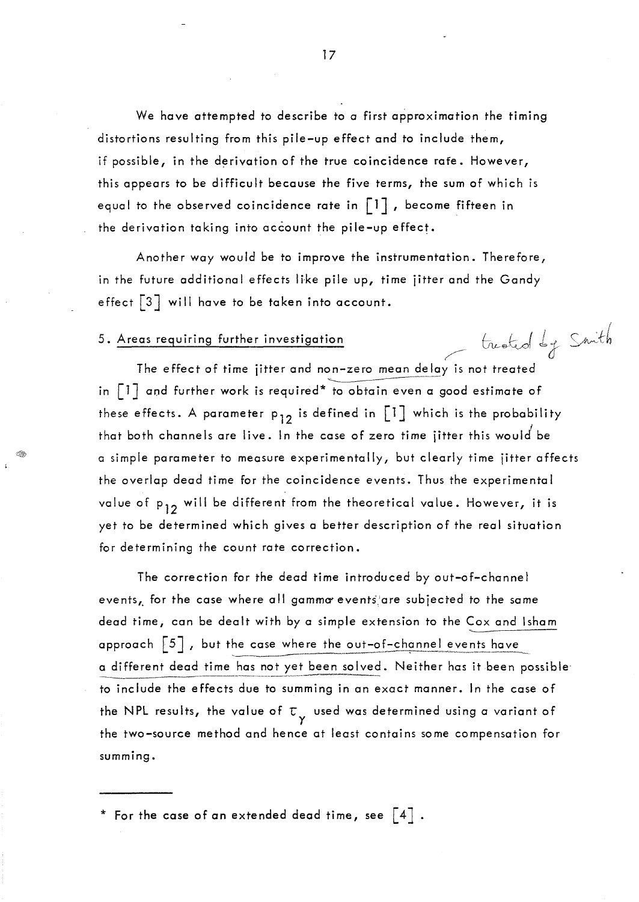We have attempted to describe to a first approximation the timing distortions resulting from this pile-up effect and to include them, if possible, in the derivation of the true coincidence rate. However, this appears to be difficult because the five terms, the sum of which is equal to the observed coincidence rate in [1], become fifteen in the derivation taking into account the pile-up effect.

Another way would be to improve the instrumentation. Therefore, in the future additional effects like pile up, time jitter and the Gandy effect [3] will have to be taken into account.

## 5. Areas requiring further investigation

treated by Smith

The effect of time jitter and non-zero mean delay is not treated in [1] and further work is required* to obtain even a good estimate of these effects. A parameter $p_{12}$ is defined in [1] which is the probability that both channels are live. In the case of zero time jitter this would be a simple parameter to measure experimentally, but clearly time jitter affects the overlap dead time for the coincidence events. Thus the experimental value of $p_{12}$ will be different from the theoretical value. However, it is yet to be determined which gives a better description of the real situation for determining the count rate correction.

The correction for the dead time introduced by out-of-channel events, for the case where all gamma events are subjected to the same dead time, can be dealt with by a simple extension to the Cox and Isham approach [5], but the case where the out-of-channel events have a different dead time has not yet been solved. Neither has it been possible to include the effects due to summing in an exact manner. In the case of the NPL results, the value of $\tau_\gamma$ used was determined using a variant of the two-source method and hence at least contains some compensation for summing.

---

* For the case of an extended dead time, see [4].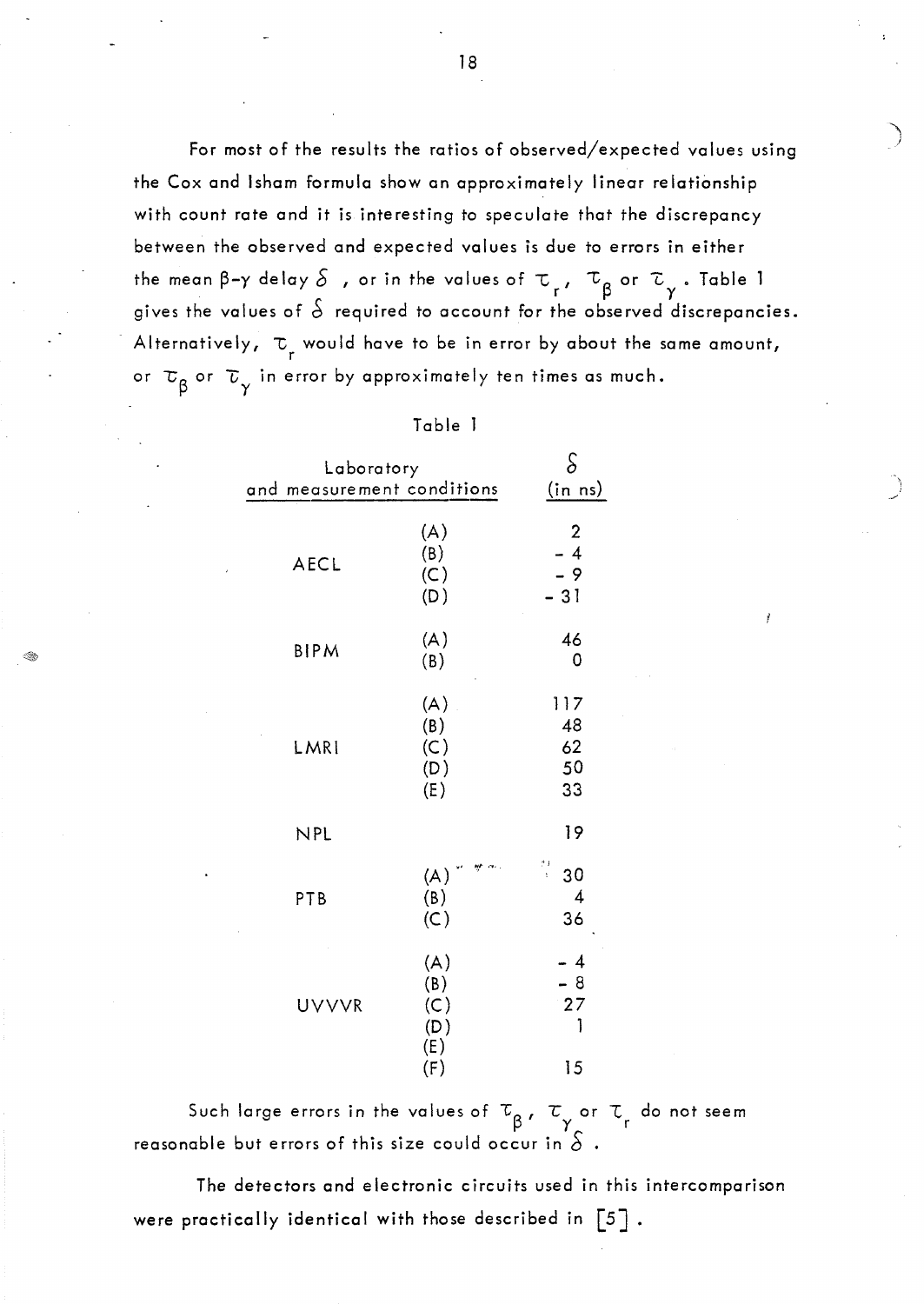For most of the results the ratios of observed/expected values using the Cox and Isham formula show an approximately linear relationship with count rate and it is interesting to speculate that the discrepancy between the observed and expected values is due to errors in either the mean β-γ delay $\delta$ , or in the values of $\tau_r$, $\tau_\beta$ or $\tau_\gamma$. Table 1 gives the values of $\delta$ required to account for the observed discrepancies. Alternatively, $\tau_r$ would have to be in error by about the same amount, or $\tau_\beta$ or $\tau_\gamma$ in error by approximately ten times as much.

Table 1

| Laboratory and measurement conditions | | $\delta$ (in ns) |
|---|---|---|
| AECL | (A) | 2 |
| | (B) | - 4 |
| | (C) | - 9 |
| | (D) | - 31 |
| BIPM | (A) | 46 |
| | (B) | 0 |
| LMRI | (A) | 117 |
| | (B) | 48 |
| | (C) | 62 |
| | (D) | 50 |
| | (E) | 33 |
| NPL | | 19 |
| PTB | (A) | 30 |
| | (B) | 4 |
| | (C) | 36 |
| UVVVR | (A) | - 4 |
| | (B) | - 8 |
| | (C) | 27 |
| | (D) | 1 |
| | (E) | |
| | (F) | 15 |

Such large errors in the values of $\tau_\beta$, $\tau_\gamma$ or $\tau_r$ do not seem reasonable but errors of this size could occur in $\delta$ .

The detectors and electronic circuits used in this intercomparison were practically identical with those described in [5] .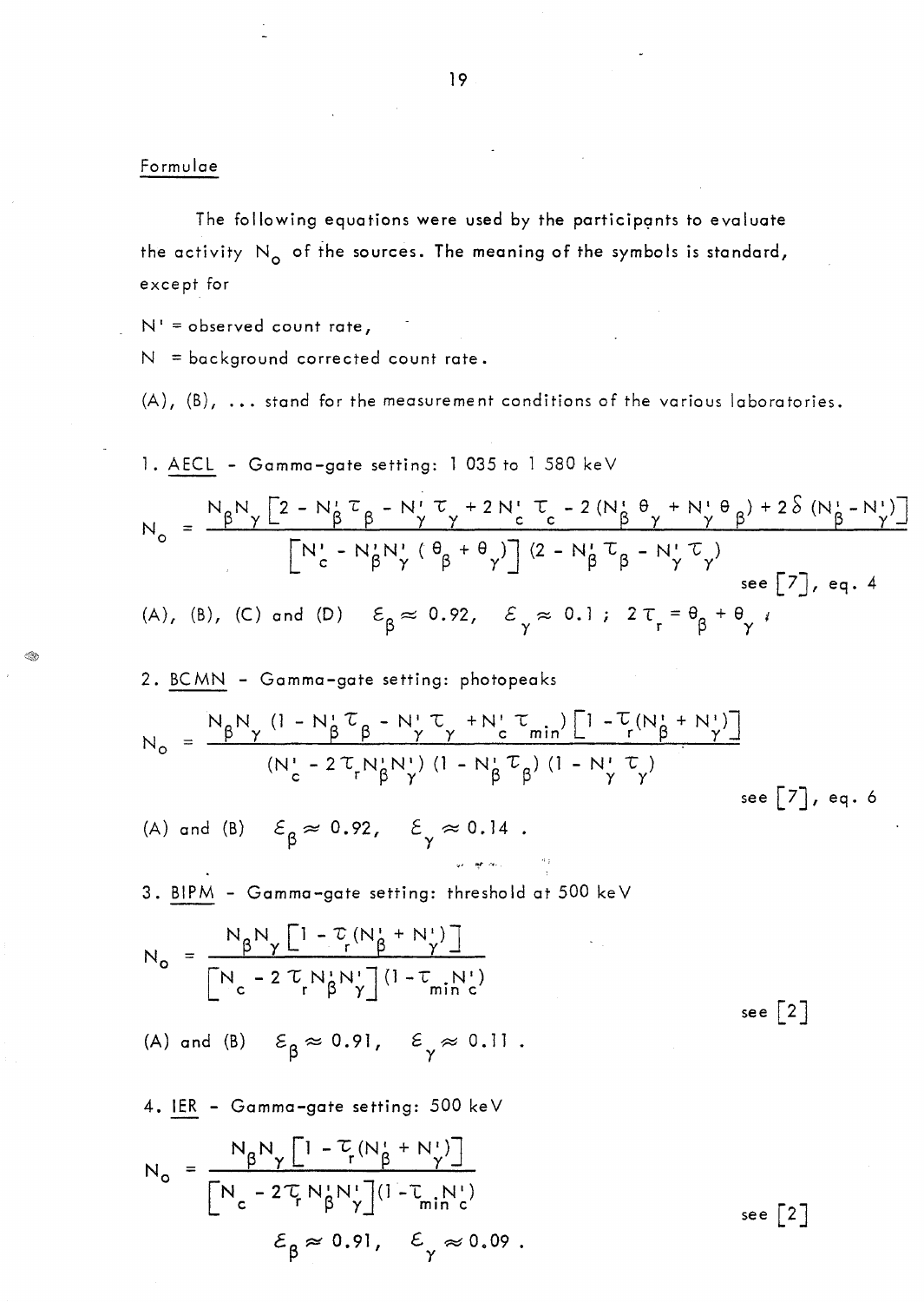## Formulae

The following equations were used by the participants to evaluate the activity $N_o$ of the sources. The meaning of the symbols is standard, except for

$N'$ = observed count rate,

$N$ = background corrected count rate.

(A), (B), ... stand for the measurement conditions of the various laboratories.

1. AECL - Gamma-gate setting: 1 035 to 1 580 keV

$$N_o = \frac{N_\beta N_\gamma \left[2 - N'_\beta \tau_\beta - N'_\gamma \tau_\gamma + 2 N'_c \tau_c - 2 (N'_\beta \theta_\gamma + N'_\gamma \theta_\beta) + 2\delta (N'_\beta - N'_\gamma)\right]}{\left[N'_c - N'_\beta N'_\gamma (\theta_\beta + \theta_\gamma)\right] (2 - N'_\beta \tau_\beta - N'_\gamma \tau_\gamma)}$$

see [7], eq. 4

(A), (B), (C) and (D) $\quad \varepsilon_\beta \approx 0.92, \quad \varepsilon_\gamma \approx 0.1 \; ; \quad 2\tau_r = \theta_\beta + \theta_\gamma$ ;

2. BCMN - Gamma-gate setting: photopeaks

$$N_o = \frac{N_\beta N_\gamma (1 - N'_\beta \tau_\beta - N'_\gamma \tau_\gamma + N'_c \tau_{min}) \left[1 - \tau_r (N'_\beta + N'_\gamma)\right]}{(N'_c - 2\tau_r N'_\beta N'_\gamma)(1 - N'_\beta \tau_\beta)(1 - N'_\gamma \tau_\gamma)}$$

see [7], eq. 6

(A) and (B) $\quad \varepsilon_\beta \approx 0.92, \quad \varepsilon_\gamma \approx 0.14$ .

3. BIPM - Gamma-gate setting: threshold at 500 keV

$$N_o = \frac{N_\beta N_\gamma \left[1 - \tau_r (N'_\beta + N'_\gamma)\right]}{\left[N_c - 2\tau_r N'_\beta N'_\gamma\right](1 - \tau_{min} N'_c)}$$

see [2]

(A) and (B) $\quad \varepsilon_\beta \approx 0.91, \quad \varepsilon_\gamma \approx 0.11$ .

4. IER - Gamma-gate setting: 500 keV

$$N_o = \frac{N_\beta N_\gamma \left[1 - \tau_r (N'_\beta + N'_\gamma)\right]}{\left[N_c - 2\tau_r N'_\beta N'_\gamma\right](1 - \tau_{min} N'_c)}$$

see [2]

$\varepsilon_\beta \approx 0.91, \quad \varepsilon_\gamma \approx 0.09$ .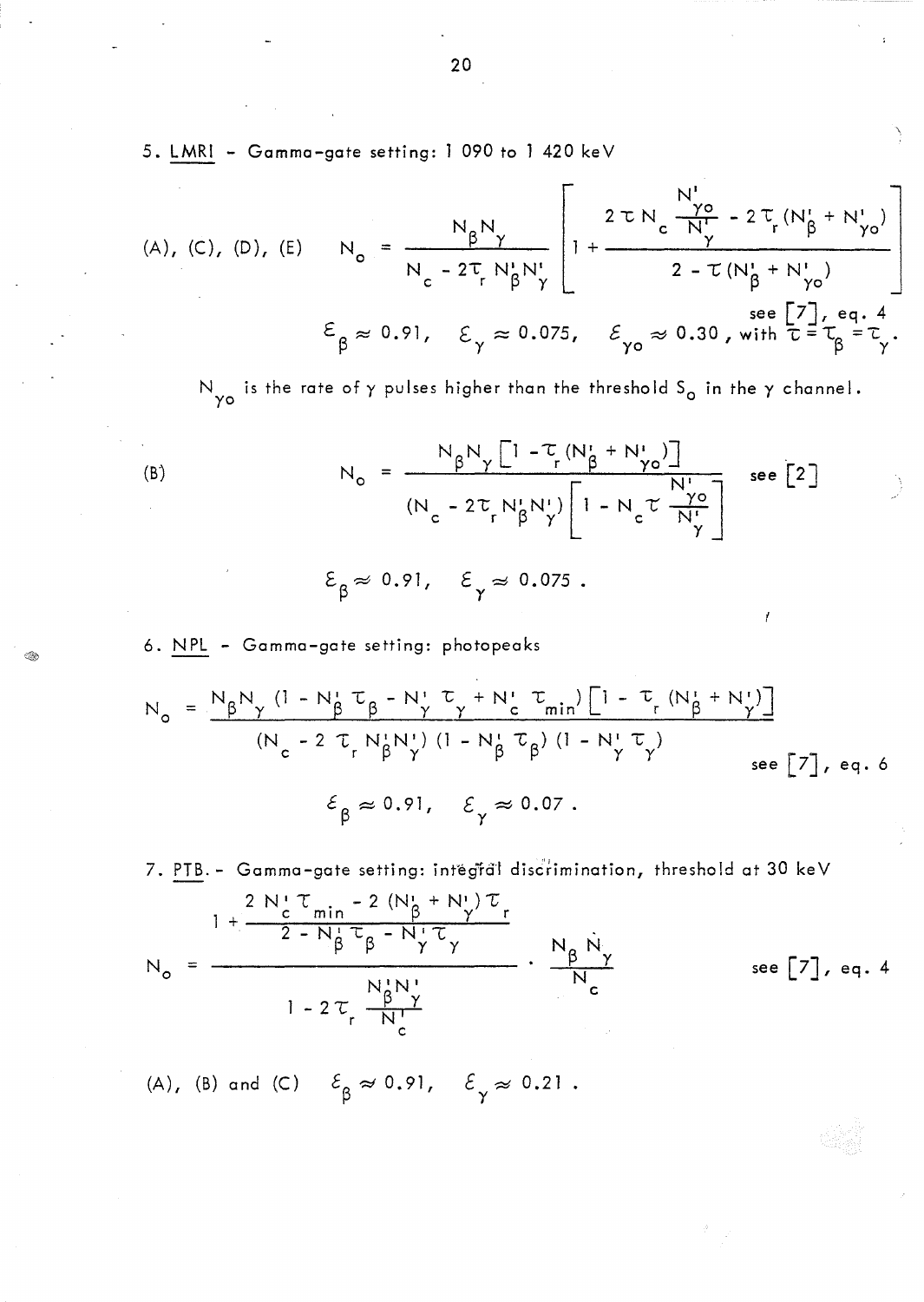5. LMRI - Gamma-gate setting: 1 090 to 1 420 keV

(A), (C), (D), (E)
$$N_o = \frac{N_\beta N_\gamma}{N_c - 2\tau_r N'_\beta N'_\gamma} \left[ 1 + \frac{2\tau N_c \frac{N'_{\gamma o}}{N'_\gamma} - 2\tau_r (N'_\beta + N'_{\gamma o})}{2 - \tau (N'_\beta + N'_{\gamma o})} \right]$$

see [7], eq. 4

$\varepsilon_\beta \approx 0.91, \quad \varepsilon_\gamma \approx 0.075, \quad \varepsilon_{\gamma o} \approx 0.30$, with $\tau = \tau_\beta = \tau_\gamma$.

$N_{\gamma o}$ is the rate of $\gamma$ pulses higher than the threshold $S_o$ in the $\gamma$ channel.

(B)
$$N_o = \frac{N_\beta N_\gamma \left[1 - \tau_r (N'_\beta + N'_{\gamma o})\right]}{(N_c - 2\tau_r N'_\beta N'_\gamma)\left[1 - N_c \tau \frac{N'_{\gamma o}}{N'_\gamma}\right]}$$

see [2]

$\varepsilon_\beta \approx 0.91, \quad \varepsilon_\gamma \approx 0.075$ .

6. NPL - Gamma-gate setting: photopeaks

$$N_o = \frac{N_\beta N_\gamma (1 - N'_\beta \tau_\beta - N'_\gamma \tau_\gamma + N'_c \tau_{min}) \left[1 - \tau_r (N'_\beta + N'_\gamma)\right]}{(N_c - 2\tau_r N'_\beta N'_\gamma)(1 - N'_\beta \tau_\beta)(1 - N'_\gamma \tau_\gamma)}$$

see [7], eq. 6

$\varepsilon_\beta \approx 0.91, \quad \varepsilon_\gamma \approx 0.07$ .

7. PTB. - Gamma-gate setting: integral discrimination, threshold at 30 keV

$$N_o = \frac{1 + \dfrac{2 N'_c \tau_{min} - 2 (N'_\beta + N'_\gamma)\tau_r}{2 - N'_\beta \tau_\beta - N'_\gamma \tau_\gamma}}{1 - 2\tau_r \dfrac{N'_\beta N'_\gamma}{N'_c}} \cdot \frac{N_\beta N_\gamma}{N_c}$$

see [7], eq. 4

(A), (B) and (C) $\quad \varepsilon_\beta \approx 0.91, \quad \varepsilon_\gamma \approx 0.21$ .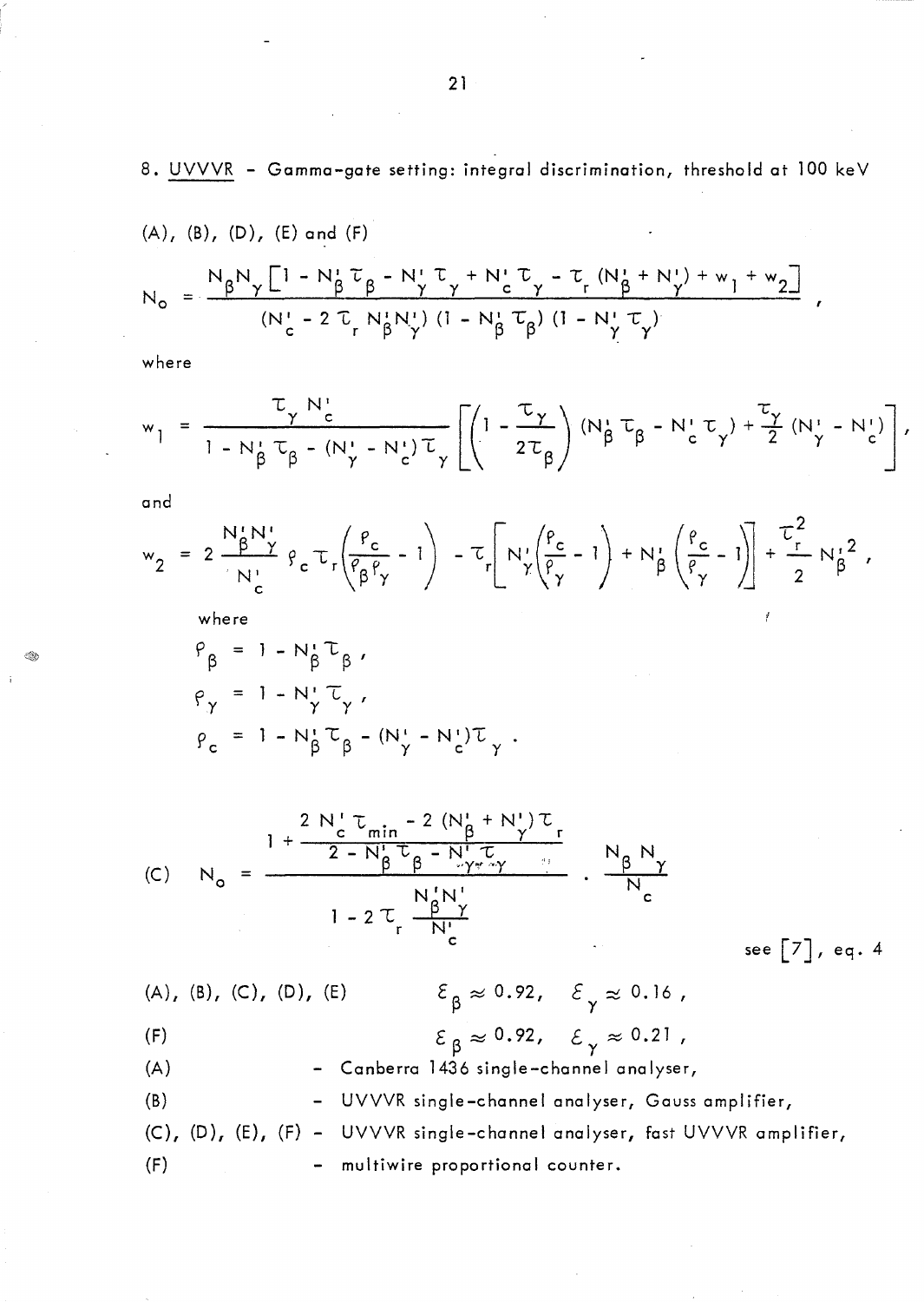8. <u>UVVVR</u> - Gamma-gate setting: integral discrimination, threshold at 100 keV

(A), (B), (D), (E) and (F)

$$N_o = \frac{N_\beta N_\gamma \left[1 - N'_\beta \tau_\beta - N'_\gamma \tau_\gamma + N'_c \tau_\gamma - \tau_r (N'_\beta + N'_\gamma) + w_1 + w_2\right]}{(N'_c - 2\tau_r N'_\beta N'_\gamma)(1 - N'_\beta \tau_\beta)(1 - N'_\gamma \tau_\gamma)} ,$$

where

$$w_1 = \frac{\tau_\gamma N'_c}{1 - N'_\beta \tau_\beta - (N'_\gamma - N'_c)\tau_\gamma} \left[\left(1 - \frac{\tau_\gamma}{2\tau_\beta}\right)(N'_\beta \tau_\beta - N'_c \tau_\gamma) + \frac{\tau_\gamma}{2}(N'_\gamma - N'_c)\right] ,$$

and

$$w_2 = 2\frac{N'_\beta N'_\gamma}{N'_c} \rho_c \tau_r \left(\frac{\rho_c}{\rho_\beta \rho_\gamma} - 1\right) - \tau_r\left[N'_\gamma\left(\frac{\rho_c}{\rho_\gamma} - 1\right) + N'_\beta\left(\frac{\rho_c}{\rho_\gamma} - 1\right)\right] + \frac{\tau_r^2}{2} N'^2_\beta ,$$

where

$$\rho_\beta = 1 - N'_\beta \tau_\beta ,$$

$$\rho_\gamma = 1 - N'_\gamma \tau_\gamma ,$$

$$\rho_c = 1 - N'_\beta \tau_\beta - (N'_\gamma - N'_c)\tau_\gamma .$$

(C)

$$N_o = \frac{1 + \dfrac{2 N'_c \tau_{min} - 2(N'_\beta + N'_\gamma)\tau_r}{2 - N'_\beta \tau_\beta - N'_\gamma \tau_\gamma}}{1 - 2\tau_r \dfrac{N'_\beta N'_\gamma}{N'_c}} \cdot \frac{N_\beta N_\gamma}{N_c}$$

see [7], eq. 4

(A), (B), (C), (D), (E) $\quad \varepsilon_\beta \approx 0.92, \quad \varepsilon_\gamma \approx 0.16$ ,

(F) $\quad \varepsilon_\beta \approx 0.92, \quad \varepsilon_\gamma \approx 0.21$ ,

(A) - Canberra 1436 single-channel analyser,

(B) - UVVVR single-channel analyser, Gauss amplifier,

(C), (D), (E), (F) - UVVVR single-channel analyser, fast UVVVR amplifier,

(F) - multiwire proportional counter.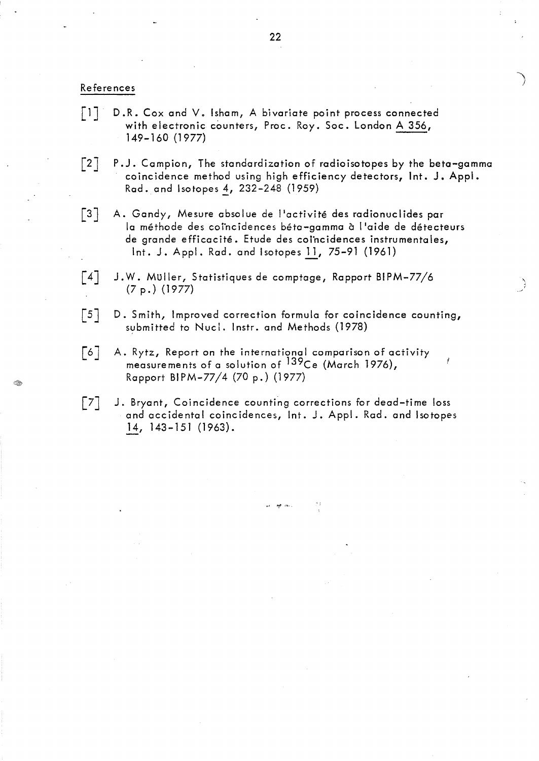## References

[1] D.R. Cox and V. Isham, A bivariate point process connected with electronic counters, Proc. Roy. Soc. London A 356, 149-160 (1977)

[2] P.J. Campion, The standardization of radioisotopes by the beta-gamma coincidence method using high efficiency detectors, Int. J. Appl. Rad. and Isotopes 4, 232-248 (1959)

[3] A. Gandy, Mesure absolue de l'activité des radionuclides par la méthode des coïncidences béta-gamma à l'aide de détecteurs de grande efficacité. Etude des coïncidences instrumentales, Int. J. Appl. Rad. and Isotopes 11, 75-91 (1961)

[4] J.W. Müller, Statistiques de comptage, Rapport BIPM-77/6 (7 p.) (1977)

[5] D. Smith, Improved correction formula for coincidence counting, submitted to Nucl. Instr. and Methods (1978)

[6] A. Rytz, Report on the international comparison of activity measurements of a solution of $^{139}Ce$ (March 1976), Rapport BIPM-77/4 (70 p.) (1977)

[7] J. Bryant, Coincidence counting corrections for dead-time loss and accidental coincidences, Int. J. Appl. Rad. and Isotopes 14, 143-151 (1963).